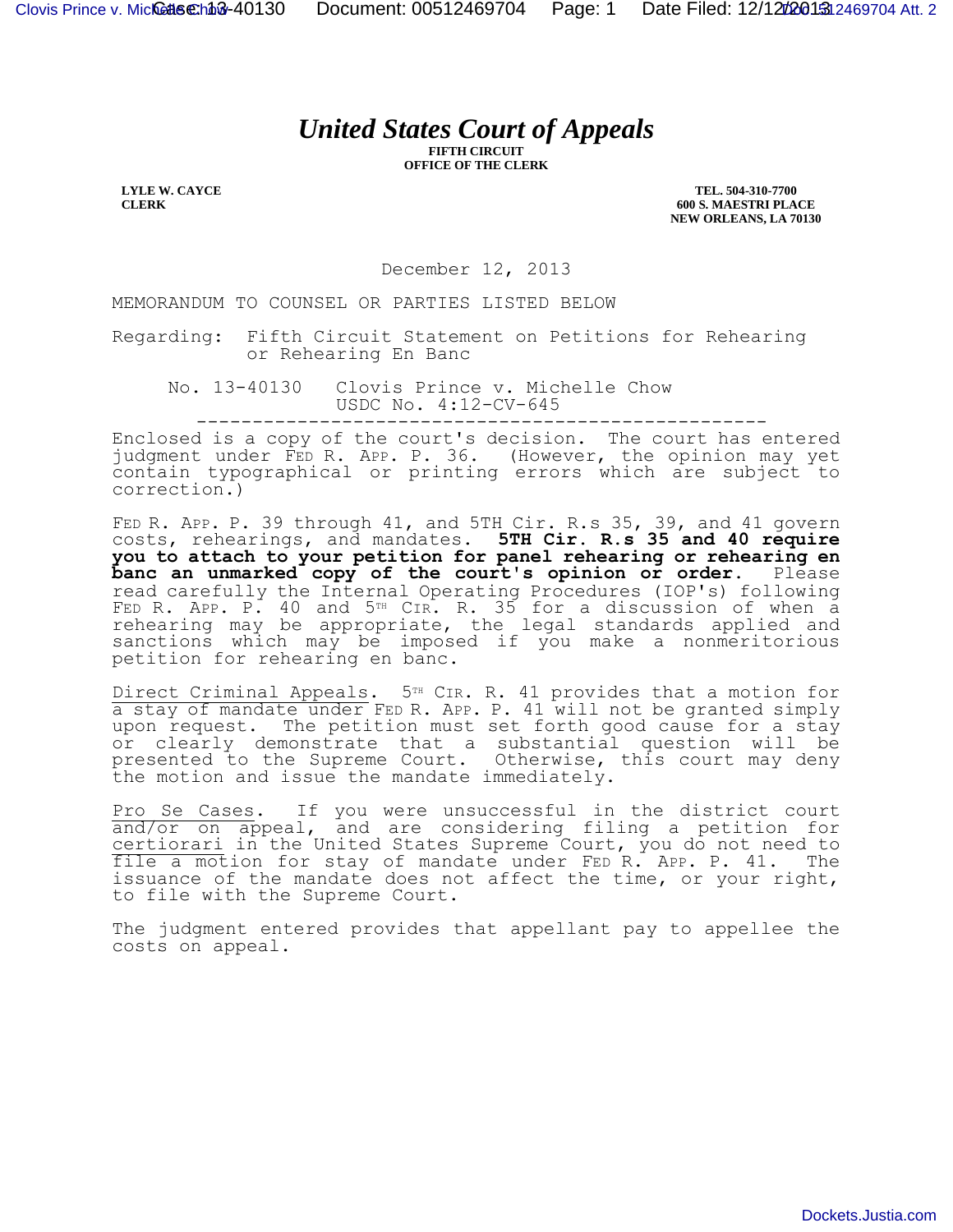# *United States Court of Appeals*

**FIFTH CIRCUIT**
**OFFICE OF THE CLERK**

**LYLE W. CAYCE**
**CLERK**

**TEL. 504-310-7700**
**600 S. MAESTRI PLACE**
**NEW ORLEANS, LA 70130**

December 12, 2013

MEMORANDUM TO COUNSEL OR PARTIES LISTED BELOW

Regarding: Fifth Circuit Statement on Petitions for Rehearing or Rehearing En Banc

No. 13-40130 Clovis Prince v. Michelle Chow
USDC No. 4:12-CV-645

---

Enclosed is a copy of the court's decision. The court has entered judgment under FED R. APP. P. 36. (However, the opinion may yet contain typographical or printing errors which are subject to correction.)

FED R. APP. P. 39 through 41, and 5TH Cir. R.s 35, 39, and 41 govern costs, rehearings, and mandates. **5TH Cir. R.s 35 and 40 require you to attach to your petition for panel rehearing or rehearing en banc an unmarked copy of the court's opinion or order.** Please read carefully the Internal Operating Procedures (IOP's) following FED R. APP. P. 40 and 5TH CIR. R. 35 for a discussion of when a rehearing may be appropriate, the legal standards applied and sanctions which may be imposed if you make a nonmeritorious petition for rehearing en banc.

Direct Criminal Appeals. 5TH CIR. R. 41 provides that a motion for a stay of mandate under FED R. APP. P. 41 will not be granted simply upon request. The petition must set forth good cause for a stay or clearly demonstrate that a substantial question will be presented to the Supreme Court. Otherwise, this court may deny the motion and issue the mandate immediately.

Pro Se Cases. If you were unsuccessful in the district court and/or on appeal, and are considering filing a petition for certiorari in the United States Supreme Court, you do not need to file a motion for stay of mandate under FED R. APP. P. 41. The issuance of the mandate does not affect the time, or your right, to file with the Supreme Court.

The judgment entered provides that appellant pay to appellee the costs on appeal.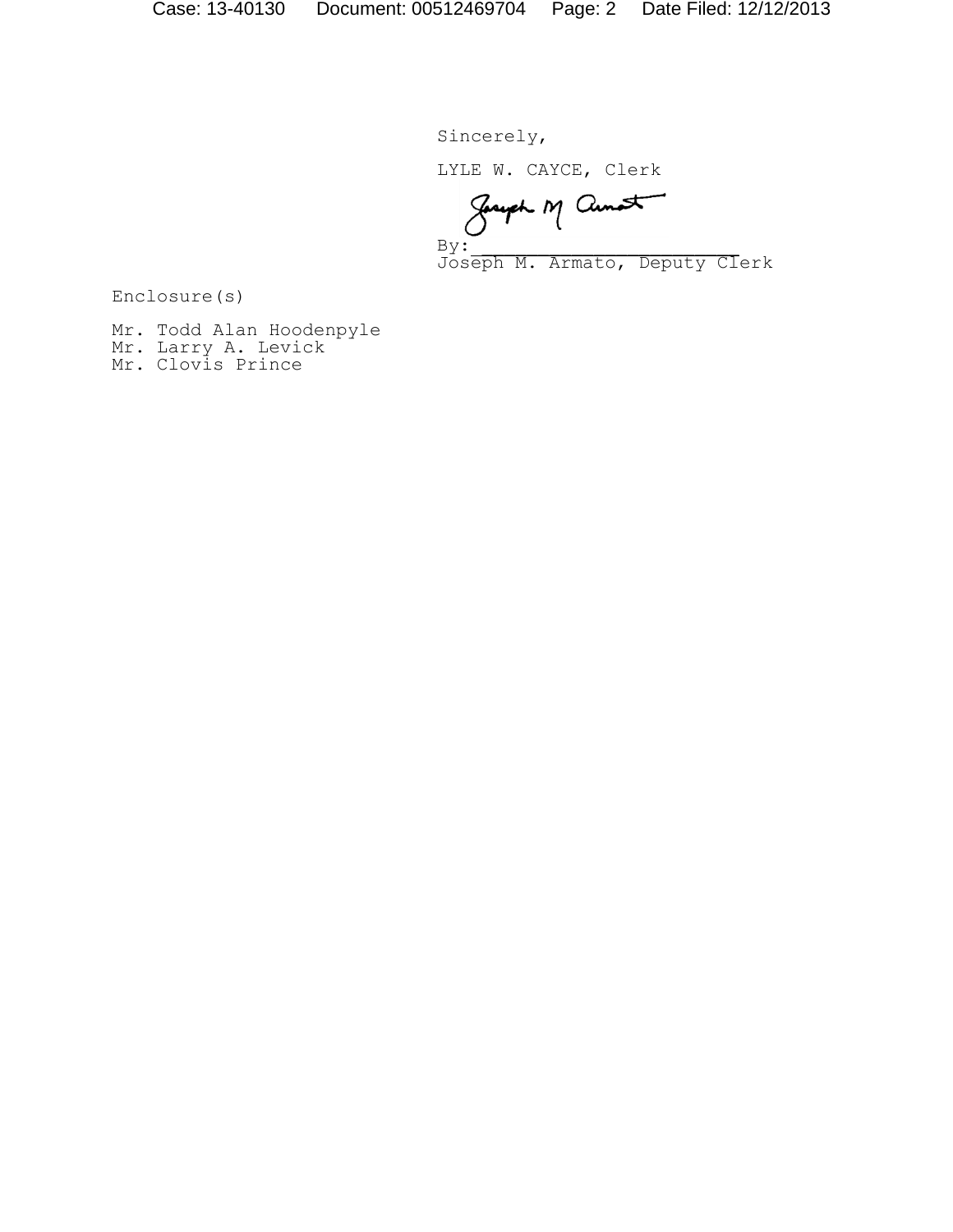Sincerely,

LYLE W. CAYCE, Clerk

By: ________________________
Joseph M. Armato, Deputy Clerk

Enclosure(s)

Mr. Todd Alan Hoodenpyle
Mr. Larry A. Levick
Mr. Clovis Prince